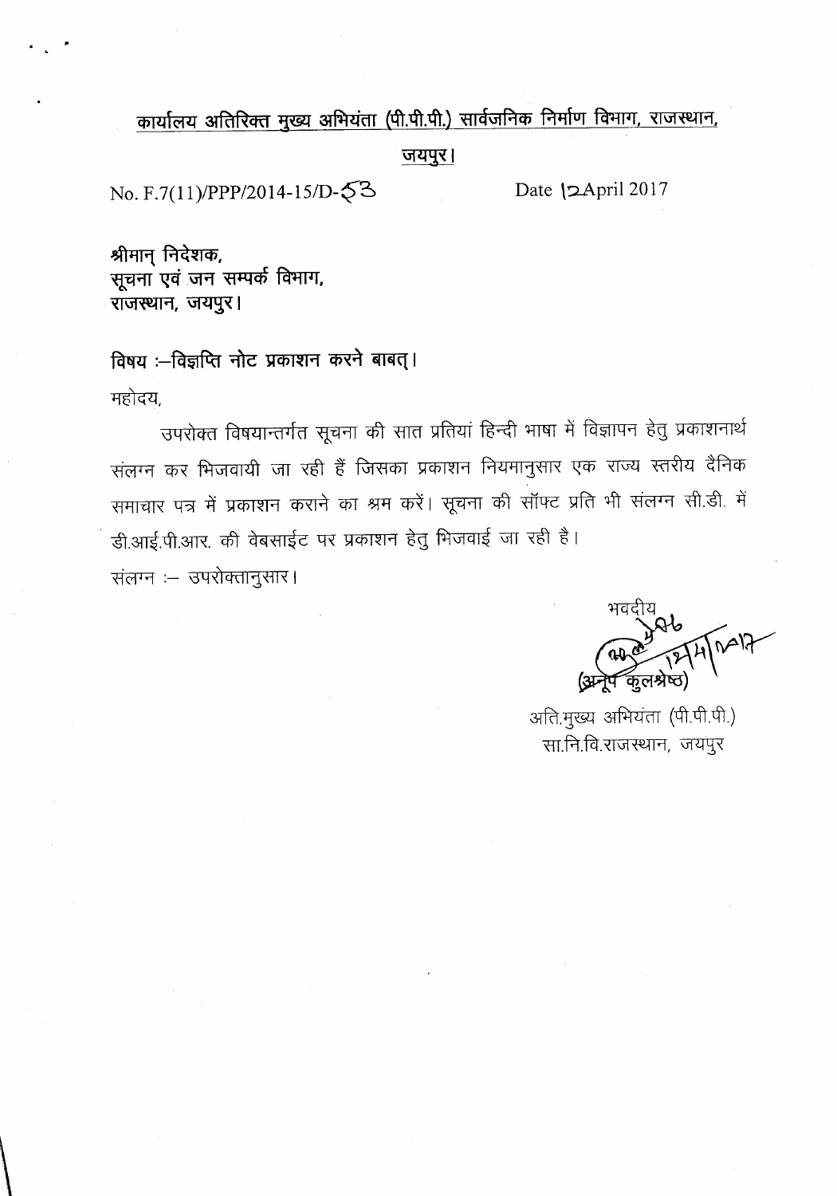**कार्यालय अतिरिक्त मुख्य अभियंता (पी.पी.पी.) सार्वजनिक निर्माण विभाग, राजस्थान,**

**जयपुर।**

No. F.7(11)/PPP/2014-15/D-53 Date 12April 2017

श्रीमान् निदेशक,
सूचना एवं जन सम्पर्क विभाग,
राजस्थान, जयपुर।

**विषय :–विज्ञप्ति नोट प्रकाशन करने बाबत्।**

महोदय,

उपरोक्त विषयान्तर्गत सूचना की सात प्रतियां हिन्दी भाषा में विज्ञापन हेतु प्रकाशनार्थ संलग्न कर भिजवायी जा रही हैं जिसका प्रकाशन नियमानुसार एक राज्य स्तरीय दैनिक समाचार पत्र में प्रकाशन कराने का श्रम करें। सूचना की सॉफ्ट प्रति भी संलग्न सी.डी. में डी.आई.पी.आर. की वेबसाईट पर प्रकाशन हेतु भिजवाई जा रही है।

संलग्न :– उपरोक्तानुसार।

भवदीय

12/4/2017

(अनूप कुलश्रेष्ठ)

अति.मुख्य अभियंता (पी.पी.पी.)
सा.नि.वि.राजस्थान, जयपुर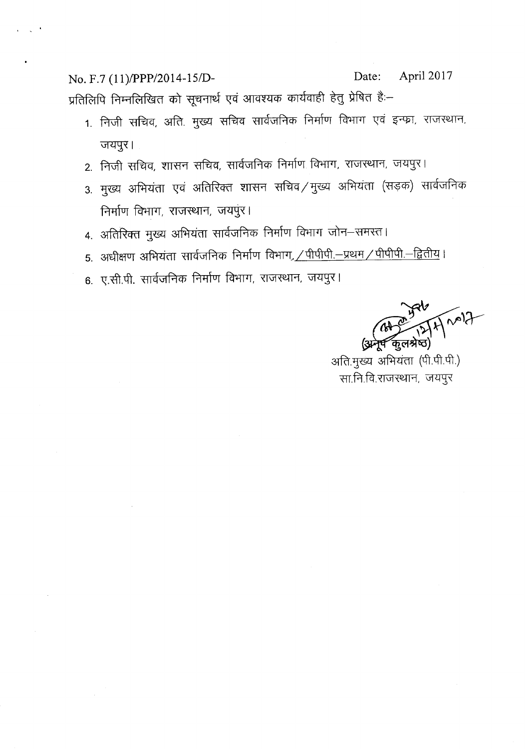No. F.7 (11)/PPP/2014-15/D- Date: April 2017

प्रतिलिपि निम्नलिखित को सूचनार्थ एवं आवश्यक कार्यवाही हेतु प्रेषित हैः–

1. निजी सचिव, अति. मुख्य सचिव सार्वजनिक निर्माण विभाग एवं इन्फ्रा, राजस्थान, जयपुर।
2. निजी सचिव, शासन सचिव, सार्वजनिक निर्माण विभाग, राजस्थान, जयपुर।
3. मुख्य अभियंता एवं अतिरिक्त शासन सचिव/मुख्य अभियंता (सड़क) सार्वजनिक निर्माण विभाग, राजस्थान, जयपुर।
4. अतिरिक्त मुख्य अभियंता सार्वजनिक निर्माण विभाग जोन–समस्त।
5. अधीक्षण अभियंता सार्वजनिक निर्माण विभाग, /पीपीपी.–प्रथम/पीपीपी.–द्वितीय।
6. ए.सी.पी. सार्वजनिक निर्माण विभाग, राजस्थान, जयपुर।

12/4/2017

(अनूप कुलश्रेष्ठ)
अति.मुख्य अभियंता (पी.पी.पी.)
सा.नि.वि.राजस्थान, जयपुर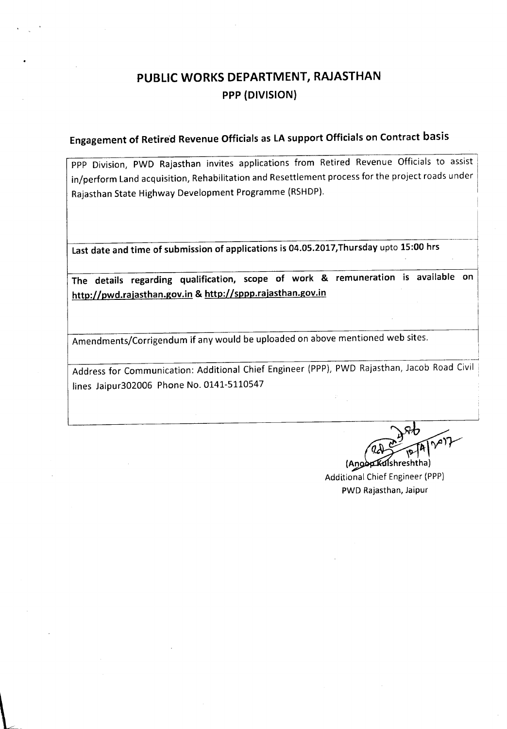# PUBLIC WORKS DEPARTMENT, RAJASTHAN

## PPP (DIVISION)

### Engagement of Retired Revenue Officials as LA support Officials on Contract basis

PPP Division, PWD Rajasthan invites applications from Retired Revenue Officials to assist in/perform Land acquisition, Rehabilitation and Resettlement process for the project roads under Rajasthan State Highway Development Programme (RSHDP).

**Last date and time of submission of applications is 04.05.2017,Thursday upto 15:00 hrs**

**The details regarding qualification, scope of work & remuneration is available on http://pwd.rajasthan.gov.in & http://sppp.rajasthan.gov.in**

Amendments/Corrigendum if any would be uploaded on above mentioned web sites.

Address for Communication: Additional Chief Engineer (PPP), PWD Rajasthan, Jacob Road Civil lines Jaipur302006 Phone No. 0141-5110547

12/4/2017

(Anoop Kulshreshtha)
Additional Chief Engineer (PPP)
PWD Rajasthan, Jaipur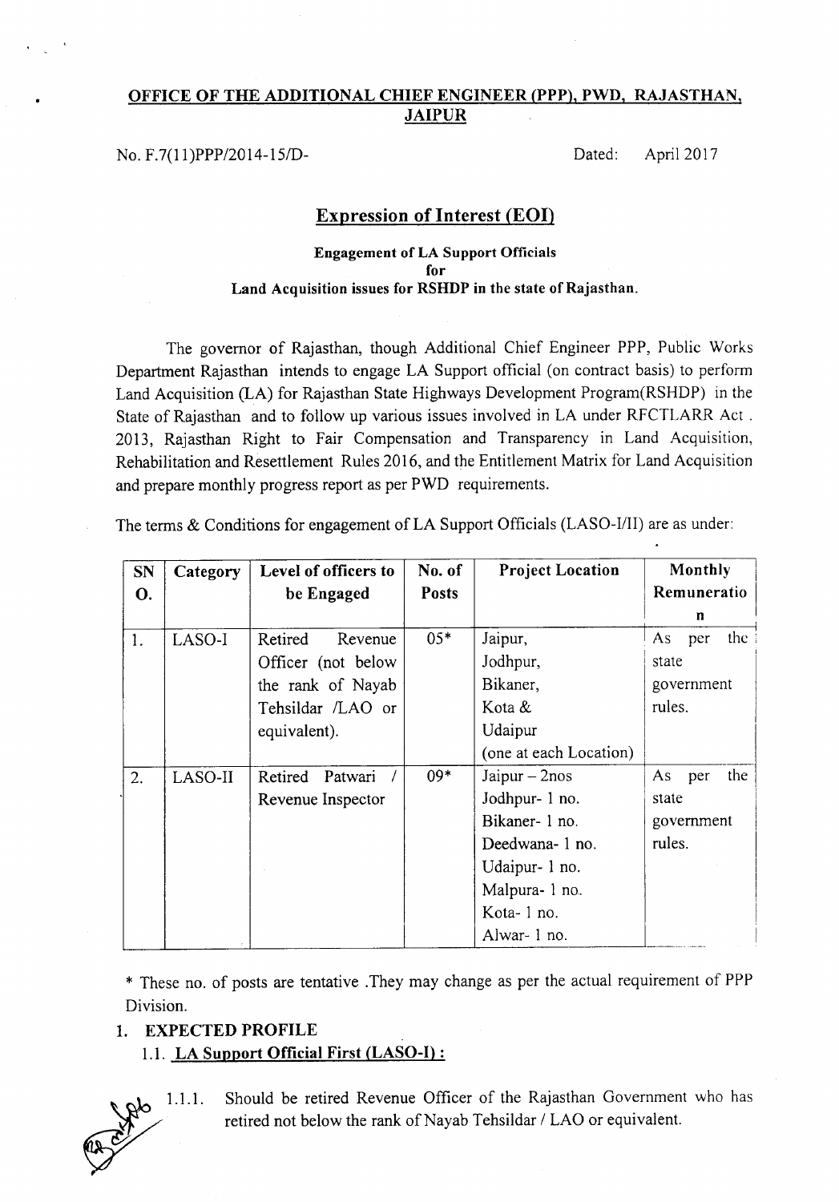**OFFICE OF THE ADDITIONAL CHIEF ENGINEER (PPP), PWD, RAJASTHAN, JAIPUR**

No. F.7(11)PPP/2014-15/D-                                        Dated: April 2017

## Expression of Interest (EOI)

**Engagement of LA Support Officials**
**for**
**Land Acquisition issues for RSHDP in the state of Rajasthan.**

The governor of Rajasthan, though Additional Chief Engineer PPP, Public Works Department Rajasthan intends to engage LA Support official (on contract basis) to perform Land Acquisition (LA) for Rajasthan State Highways Development Program(RSHDP) in the State of Rajasthan and to follow up various issues involved in LA under RFCTLARR Act . 2013, Rajasthan Right to Fair Compensation and Transparency in Land Acquisition, Rehabilitation and Resettlement Rules 2016, and the Entitlement Matrix for Land Acquisition and prepare monthly progress report as per PWD requirements.

The terms & Conditions for engagement of LA Support Officials (LASO-I/II) are as under:

| SN O. | Category | Level of officers to be Engaged | No. of Posts | Project Location | Monthly Remuneration |
|---|---|---|---|---|---|
| 1. | LASO-I | Retired Revenue Officer (not below the rank of Nayab Tehsildar /LAO or equivalent). | 05* | Jaipur, Jodhpur, Bikaner, Kota & Udaipur (one at each Location) | As per the state government rules. |
| 2. | LASO-II | Retired Patwari / Revenue Inspector | 09* | Jaipur – 2nos Jodhpur- 1 no. Bikaner- 1 no. Deedwana- 1 no. Udaipur- 1 no. Malpura- 1 no. Kota- 1 no. Alwar- 1 no. | As per the state government rules. |

* These no. of posts are tentative .They may change as per the actual requirement of PPP Division.

### 1. EXPECTED PROFILE

#### 1.1. LA Support Official First (LASO-I) :

1.1.1. Should be retired Revenue Officer of the Rajasthan Government who has retired not below the rank of Nayab Tehsildar / LAO or equivalent.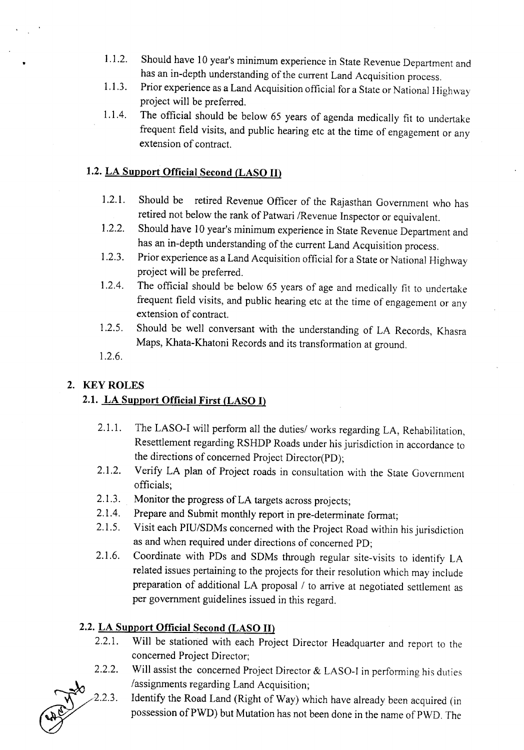1.1.2. Should have 10 year's minimum experience in State Revenue Department and has an in-depth understanding of the current Land Acquisition process.

1.1.3. Prior experience as a Land Acquisition official for a State or National Highway project will be preferred.

1.1.4. The official should be below 65 years of agenda medically fit to undertake frequent field visits, and public hearing etc at the time of engagement or any extension of contract.

### 1.2. LA Support Official Second (LASO II)

1.2.1. Should be retired Revenue Officer of the Rajasthan Government who has retired not below the rank of Patwari /Revenue Inspector or equivalent.

1.2.2. Should have 10 year's minimum experience in State Revenue Department and has an in-depth understanding of the current Land Acquisition process.

1.2.3. Prior experience as a Land Acquisition official for a State or National Highway project will be preferred.

1.2.4. The official should be below 65 years of age and medically fit to undertake frequent field visits, and public hearing etc at the time of engagement or any extension of contract.

1.2.5. Should be well conversant with the understanding of LA Records, Khasra Maps, Khata-Khatoni Records and its transformation at ground.

1.2.6.

## 2. KEY ROLES

### 2.1. LA Support Official First (LASO I)

2.1.1. The LASO-I will perform all the duties/ works regarding LA, Rehabilitation, Resettlement regarding RSHDP Roads under his jurisdiction in accordance to the directions of concerned Project Director(PD);

2.1.2. Verify LA plan of Project roads in consultation with the State Government officials;

2.1.3. Monitor the progress of LA targets across projects;

2.1.4. Prepare and Submit monthly report in pre-determinate format;

2.1.5. Visit each PIU/SDMs concerned with the Project Road within his jurisdiction as and when required under directions of concerned PD;

2.1.6. Coordinate with PDs and SDMs through regular site-visits to identify LA related issues pertaining to the projects for their resolution which may include preparation of additional LA proposal / to arrive at negotiated settlement as per government guidelines issued in this regard.

### 2.2. LA Support Official Second (LASO II)

2.2.1. Will be stationed with each Project Director Headquarter and report to the concerned Project Director;

2.2.2. Will assist the concerned Project Director & LASO-I in performing his duties /assignments regarding Land Acquisition;

2.2.3. Identify the Road Land (Right of Way) which have already been acquired (in possession of PWD) but Mutation has not been done in the name of PWD. The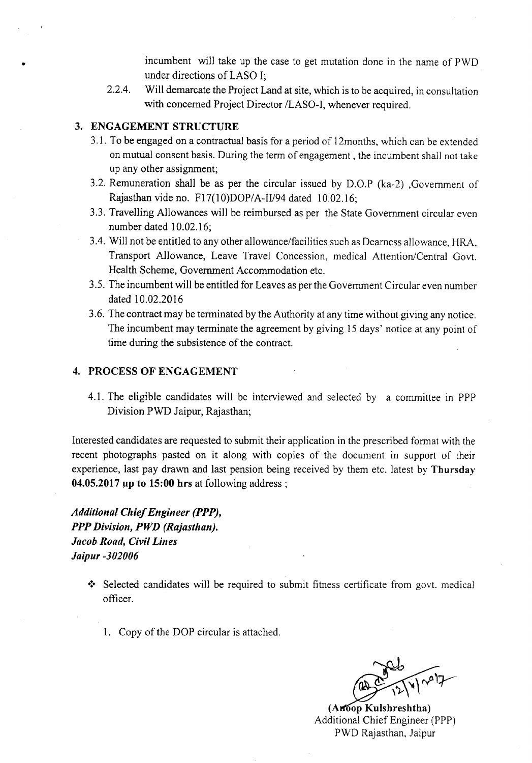incumbent will take up the case to get mutation done in the name of PWD under directions of LASO I;

2.2.4. Will demarcate the Project Land at site, which is to be acquired, in consultation with concerned Project Director /LASO-I, whenever required.

## 3. ENGAGEMENT STRUCTURE

3.1. To be engaged on a contractual basis for a period of 12months, which can be extended on mutual consent basis. During the term of engagement , the incumbent shall not take up any other assignment;

3.2. Remuneration shall be as per the circular issued by D.O.P (ka-2) ,Government of Rajasthan vide no. F17(10)DOP/A-II/94 dated 10.02.16;

3.3. Travelling Allowances will be reimbursed as per the State Government circular even number dated 10.02.16;

3.4. Will not be entitled to any other allowance/facilities such as Dearness allowance, HRA, Transport Allowance, Leave Travel Concession, medical Attention/Central Govt. Health Scheme, Government Accommodation etc.

3.5. The incumbent will be entitled for Leaves as per the Government Circular even number dated 10.02.2016

3.6. The contract may be terminated by the Authority at any time without giving any notice. The incumbent may terminate the agreement by giving 15 days' notice at any point of time during the subsistence of the contract.

## 4. PROCESS OF ENGAGEMENT

4.1. The eligible candidates will be interviewed and selected by a committee in PPP Division PWD Jaipur, Rajasthan;

Interested candidates are requested to submit their application in the prescribed format with the recent photographs pasted on it along with copies of the document in support of their experience, last pay drawn and last pension being received by them etc. latest by **Thursday 04.05.2017 up to 15:00 hrs** at following address ;

***Additional Chief Engineer (PPP),***
***PPP Division, PWD (Rajasthan).***
***Jacob Road, Civil Lines***
***Jaipur -302006***

- Selected candidates will be required to submit fitness certificate from govt. medical officer.

1. Copy of the DOP circular is attached.

12/4/2017

**(Anoop Kulshreshtha)**
Additional Chief Engineer (PPP)
PWD Rajasthan, Jaipur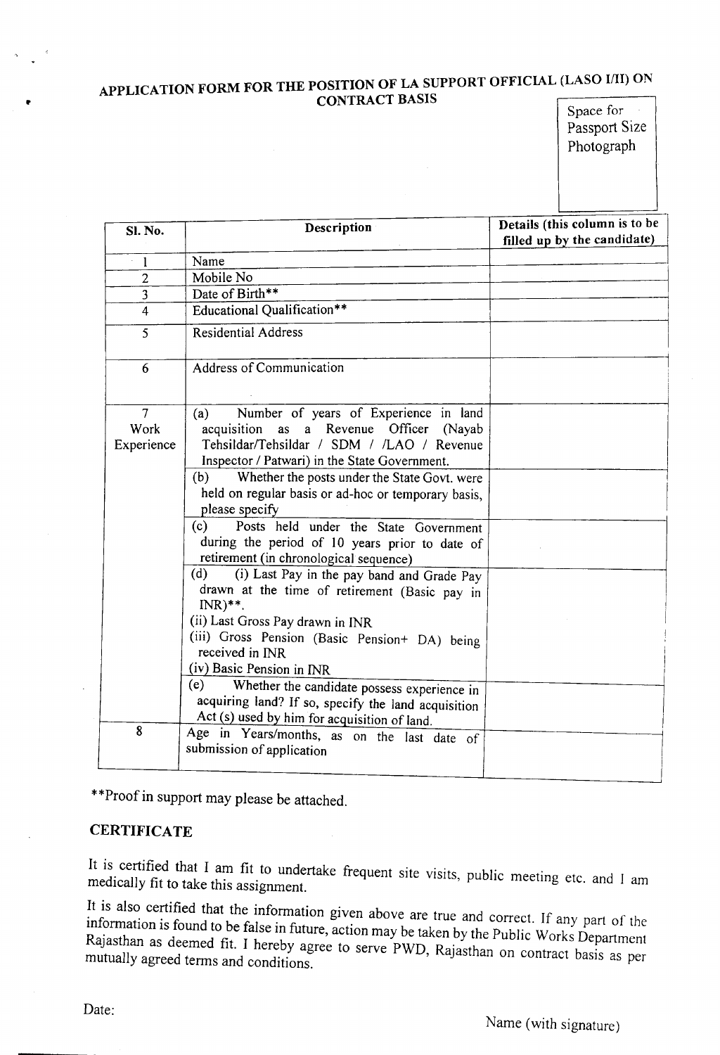# APPLICATION FORM FOR THE POSITION OF LA SUPPORT OFFICIAL (LASO I/II) ON CONTRACT BASIS

Space for Passport Size Photograph

| Sl. No. | Description | Details (this column is to be filled up by the candidate) |
|---|---|---|
| 1 | Name | |
| 2 | Mobile No | |
| 3 | Date of Birth** | |
| 4 | Educational Qualification** | |
| 5 | Residential Address | |
| 6 | Address of Communication | |
| 7 Work Experience | (a) Number of years of Experience in land acquisition as a Revenue Officer (Nayab Tehsildar/Tehsildar / SDM / /LAO / Revenue Inspector / Patwari) in the State Government. | |
| | (b) Whether the posts under the State Govt. were held on regular basis or ad-hoc or temporary basis, please specify | |
| | (c) Posts held under the State Government during the period of 10 years prior to date of retirement (in chronological sequence) | |
| | (d) (i) Last Pay in the pay band and Grade Pay drawn at the time of retirement (Basic pay in INR)**.<br>(ii) Last Gross Pay drawn in INR<br>(iii) Gross Pension (Basic Pension+ DA) being received in INR<br>(iv) Basic Pension in INR | |
| | (e) Whether the candidate possess experience in acquiring land? If so, specify the land acquisition Act (s) used by him for acquisition of land. | |
| 8 | Age in Years/months, as on the last date of submission of application | |

**Proof in support may please be attached.

## CERTIFICATE

It is certified that I am fit to undertake frequent site visits, public meeting etc. and I am medically fit to take this assignment.

It is also certified that the information given above are true and correct. If any part of the information is found to be false in future, action may be taken by the Public Works Department Rajasthan as deemed fit. I hereby agree to serve PWD, Rajasthan on contract basis as per mutually agreed terms and conditions.

Date:

Name (with signature)